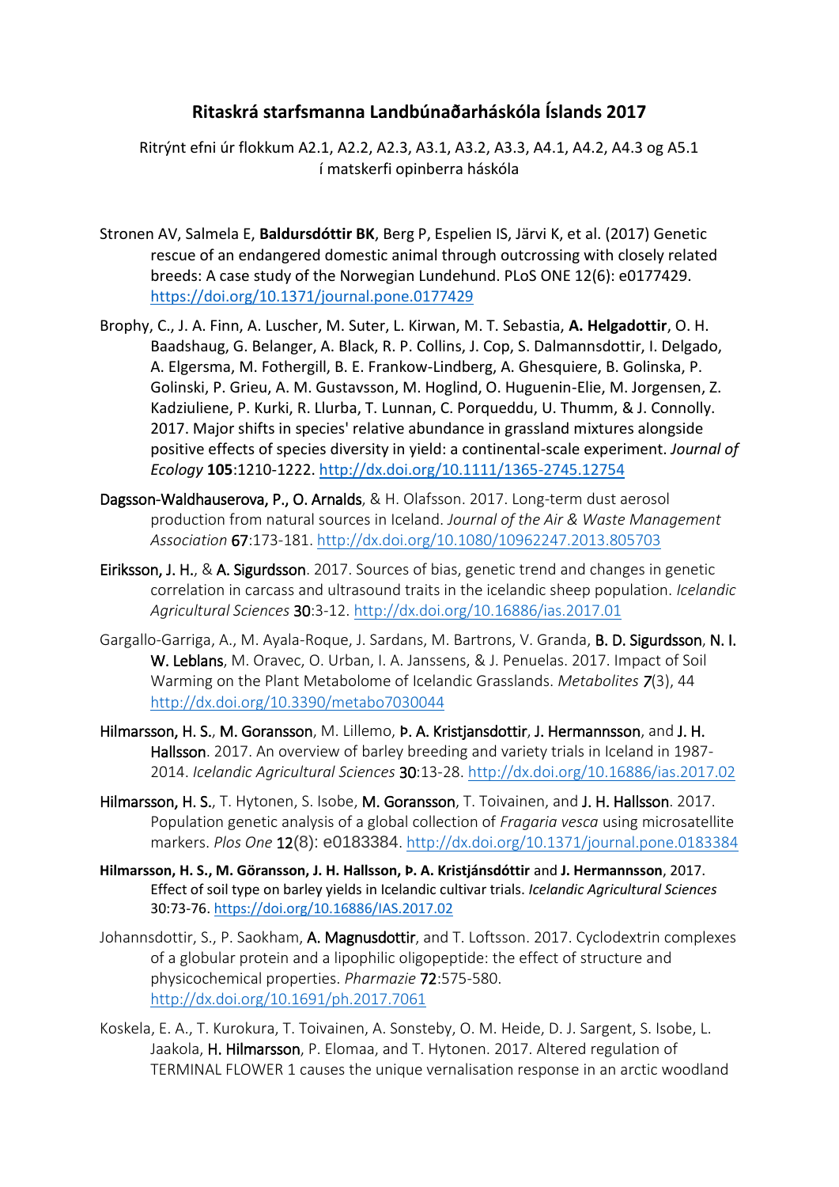# Ritaskrá starfsmanna Landbúnaðarháskóla Íslands 2017

Ritrýnt efni úr flokkum A2.1, A2.2, A2.3, A3.1, A3.2, A3.3, A4.1, A4.2, A4.3 og A5.1 í matskerfi opinberra háskóla

Stronen AV, Salmela E, **Baldursdóttir BK**, Berg P, Espelien IS, Järvi K, et al. (2017) Genetic rescue of an endangered domestic animal through outcrossing with closely related breeds: A case study of the Norwegian Lundehund. PLoS ONE 12(6): e0177429. https://doi.org/10.1371/journal.pone.0177429

Brophy, C., J. A. Finn, A. Luscher, M. Suter, L. Kirwan, M. T. Sebastia, **A. Helgadottir**, O. H. Baadshaug, G. Belanger, A. Black, R. P. Collins, J. Cop, S. Dalmannsdottir, I. Delgado, A. Elgersma, M. Fothergill, B. E. Frankow-Lindberg, A. Ghesquiere, B. Golinska, P. Golinski, P. Grieu, A. M. Gustavsson, M. Hoglind, O. Huguenin-Elie, M. Jorgensen, Z. Kadziuliene, P. Kurki, R. Llurba, T. Lunnan, C. Porqueddu, U. Thumm, & J. Connolly. 2017. Major shifts in species' relative abundance in grassland mixtures alongside positive effects of species diversity in yield: a continental-scale experiment. *Journal of Ecology* **105**:1210-1222. http://dx.doi.org/10.1111/1365-2745.12754

Dagsson-Waldhauserova, P., O. Arnalds, & H. Olafsson. 2017. Long-term dust aerosol production from natural sources in Iceland. *Journal of the Air & Waste Management Association* 67:173-181. http://dx.doi.org/10.1080/10962247.2013.805703

Eiriksson, J. H., & A. Sigurdsson. 2017. Sources of bias, genetic trend and changes in genetic correlation in carcass and ultrasound traits in the icelandic sheep population. *Icelandic Agricultural Sciences* 30:3-12. http://dx.doi.org/10.16886/ias.2017.01

Gargallo-Garriga, A., M. Ayala-Roque, J. Sardans, M. Bartrons, V. Granda, B. D. Sigurdsson, N. I. W. Leblans, M. Oravec, O. Urban, I. A. Janssens, & J. Penuelas. 2017. Impact of Soil Warming on the Plant Metabolome of Icelandic Grasslands. *Metabolites* 7(3), 44 http://dx.doi.org/10.3390/metabo7030044

Hilmarsson, H. S., M. Goransson, M. Lillemo, Þ. A. Kristjansdottir, J. Hermannsson, and J. H. Hallsson. 2017. An overview of barley breeding and variety trials in Iceland in 1987-2014. *Icelandic Agricultural Sciences* 30:13-28. http://dx.doi.org/10.16886/ias.2017.02

Hilmarsson, H. S., T. Hytonen, S. Isobe, M. Goransson, T. Toivainen, and J. H. Hallsson. 2017. Population genetic analysis of a global collection of *Fragaria vesca* using microsatellite markers. *Plos One* 12(8): e0183384. http://dx.doi.org/10.1371/journal.pone.0183384

**Hilmarsson, H. S., M. Göransson, J. H. Hallsson, Þ. A. Kristjánsdóttir** and **J. Hermannsson**, 2017. Effect of soil type on barley yields in Icelandic cultivar trials. *Icelandic Agricultural Sciences* 30:73-76. https://doi.org/10.16886/IAS.2017.02

Johannsdottir, S., P. Saokham, A. Magnusdottir, and T. Loftsson. 2017. Cyclodextrin complexes of a globular protein and a lipophilic oligopeptide: the effect of structure and physicochemical properties. *Pharmazie* 72:575-580. http://dx.doi.org/10.1691/ph.2017.7061

Koskela, E. A., T. Kurokura, T. Toivainen, A. Sonsteby, O. M. Heide, D. J. Sargent, S. Isobe, L. Jaakola, H. Hilmarsson, P. Elomaa, and T. Hytonen. 2017. Altered regulation of TERMINAL FLOWER 1 causes the unique vernalisation response in an arctic woodland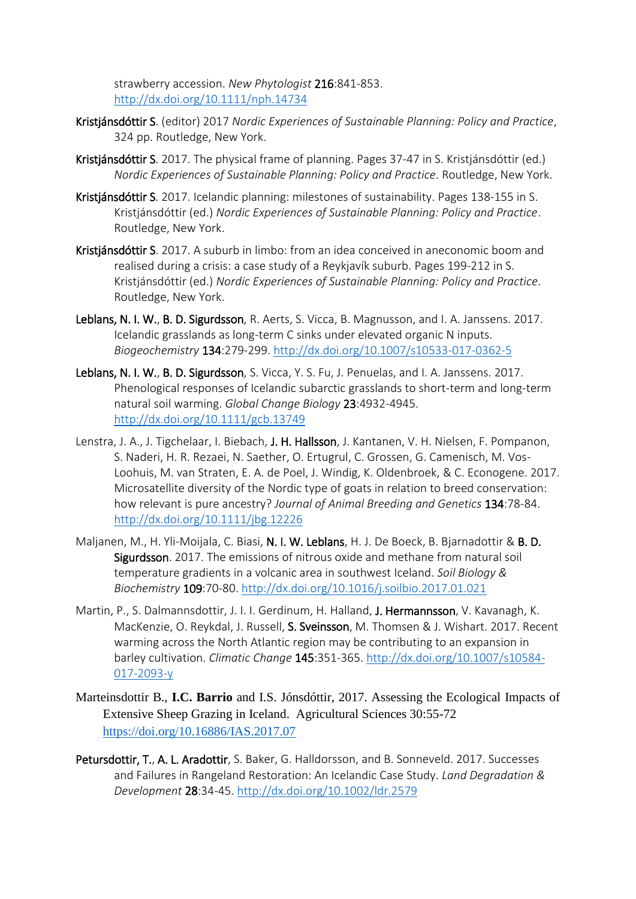strawberry accession. *New Phytologist* **216**:841-853. http://dx.doi.org/10.1111/nph.14734

**Kristjánsdóttir S**. (editor) 2017 *Nordic Experiences of Sustainable Planning: Policy and Practice*, 324 pp. Routledge, New York.

**Kristjánsdóttir S**. 2017. The physical frame of planning. Pages 37-47 in S. Kristjánsdóttir (ed.) *Nordic Experiences of Sustainable Planning: Policy and Practice*. Routledge, New York.

**Kristjánsdóttir S**. 2017. Icelandic planning: milestones of sustainability. Pages 138-155 in S. Kristjánsdóttir (ed.) *Nordic Experiences of Sustainable Planning: Policy and Practice*. Routledge, New York.

**Kristjánsdóttir S**. 2017. A suburb in limbo: from an idea conceived in aneconomic boom and realised during a crisis: a case study of a Reykjavík suburb. Pages 199-212 in S. Kristjánsdóttir (ed.) *Nordic Experiences of Sustainable Planning: Policy and Practice*. Routledge, New York.

**Leblans, N. I. W.**, **B. D. Sigurdsson**, R. Aerts, S. Vicca, B. Magnusson, and I. A. Janssens. 2017. Icelandic grasslands as long-term C sinks under elevated organic N inputs. *Biogeochemistry* **134**:279-299. http://dx.doi.org/10.1007/s10533-017-0362-5

**Leblans, N. I. W.**, **B. D. Sigurdsson**, S. Vicca, Y. S. Fu, J. Penuelas, and I. A. Janssens. 2017. Phenological responses of Icelandic subarctic grasslands to short-term and long-term natural soil warming. *Global Change Biology* **23**:4932-4945. http://dx.doi.org/10.1111/gcb.13749

Lenstra, J. A., J. Tigchelaar, I. Biebach, **J. H. Hallsson**, J. Kantanen, V. H. Nielsen, F. Pompanon, S. Naderi, H. R. Rezaei, N. Saether, O. Ertugrul, C. Grossen, G. Camenisch, M. Vos-Loohuis, M. van Straten, E. A. de Poel, J. Windig, K. Oldenbroek, & C. Econogene. 2017. Microsatellite diversity of the Nordic type of goats in relation to breed conservation: how relevant is pure ancestry? *Journal of Animal Breeding and Genetics* **134**:78-84. http://dx.doi.org/10.1111/jbg.12226

Maljanen, M., H. Yli-Moijala, C. Biasi, **N. I. W. Leblans**, H. J. De Boeck, B. Bjarnadottir & **B. D. Sigurdsson**. 2017. The emissions of nitrous oxide and methane from natural soil temperature gradients in a volcanic area in southwest Iceland. *Soil Biology & Biochemistry* **109**:70-80. http://dx.doi.org/10.1016/j.soilbio.2017.01.021

Martin, P., S. Dalmannsdottir, J. I. I. Gerdinum, H. Halland, **J. Hermannsson**, V. Kavanagh, K. MacKenzie, O. Reykdal, J. Russell, **S. Sveinsson**, M. Thomsen & J. Wishart. 2017. Recent warming across the North Atlantic region may be contributing to an expansion in barley cultivation. *Climatic Change* **145**:351-365. http://dx.doi.org/10.1007/s10584-017-2093-y

Marteinsdottir B., **I.C. Barrio** and I.S. Jónsdóttir, 2017. Assessing the Ecological Impacts of Extensive Sheep Grazing in Iceland. Agricultural Sciences 30:55-72 https://doi.org/10.16886/IAS.2017.07

**Petursdottir, T.**, **A. L. Aradottir**, S. Baker, G. Halldorsson, and B. Sonneveld. 2017. Successes and Failures in Rangeland Restoration: An Icelandic Case Study. *Land Degradation & Development* **28**:34-45. http://dx.doi.org/10.1002/ldr.2579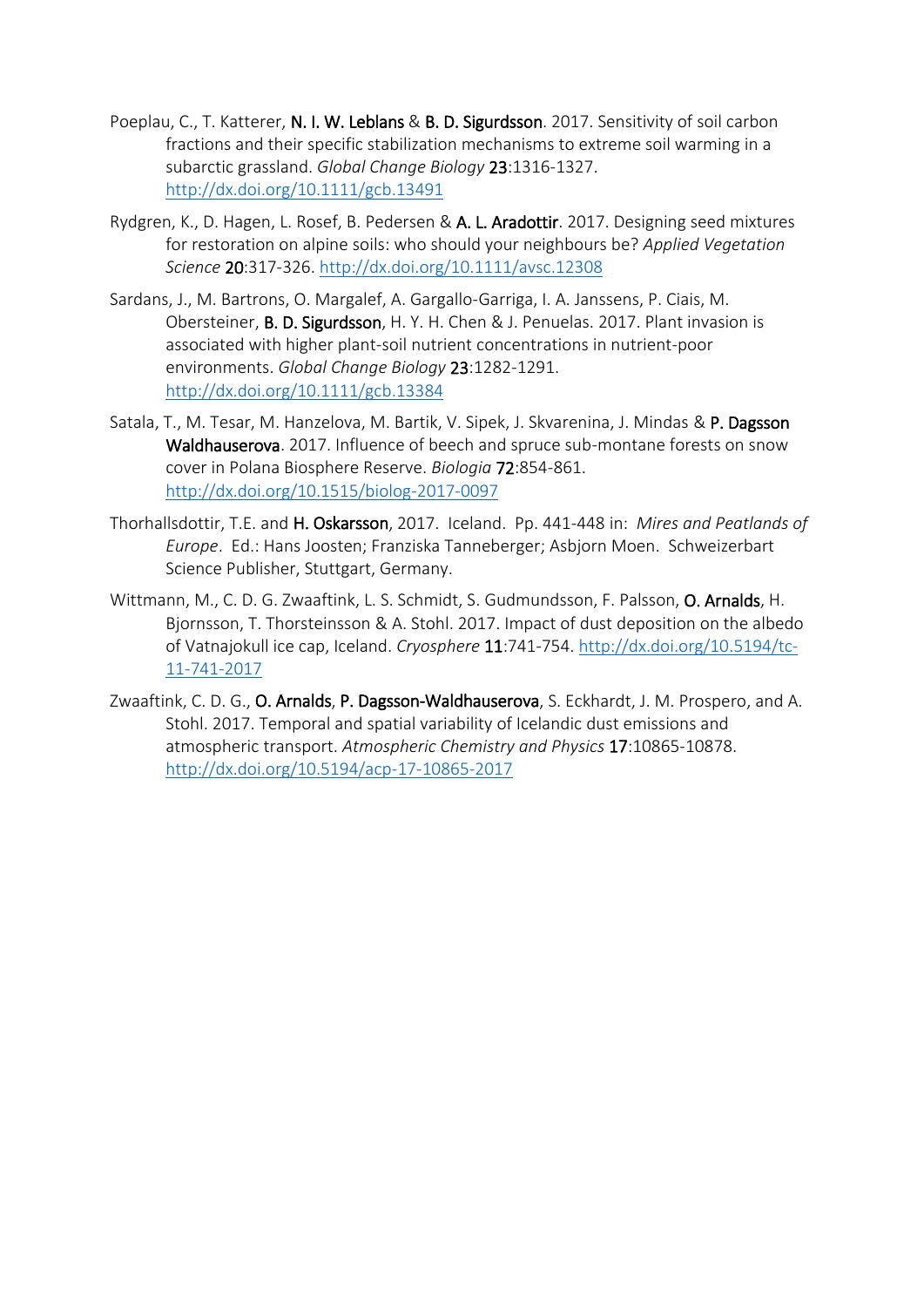Poeplau, C., T. Katterer, **N. I. W. Leblans** & **B. D. Sigurdsson**. 2017. Sensitivity of soil carbon fractions and their specific stabilization mechanisms to extreme soil warming in a subarctic grassland. *Global Change Biology* **23**:1316-1327. http://dx.doi.org/10.1111/gcb.13491

Rydgren, K., D. Hagen, L. Rosef, B. Pedersen & **A. L. Aradottir**. 2017. Designing seed mixtures for restoration on alpine soils: who should your neighbours be? *Applied Vegetation Science* **20**:317-326. http://dx.doi.org/10.1111/avsc.12308

Sardans, J., M. Bartrons, O. Margalef, A. Gargallo-Garriga, I. A. Janssens, P. Ciais, M. Obersteiner, **B. D. Sigurdsson**, H. Y. H. Chen & J. Penuelas. 2017. Plant invasion is associated with higher plant-soil nutrient concentrations in nutrient-poor environments. *Global Change Biology* **23**:1282-1291. http://dx.doi.org/10.1111/gcb.13384

Satala, T., M. Tesar, M. Hanzelova, M. Bartik, V. Sipek, J. Skvarenina, J. Mindas & **P. Dagsson Waldhauserova**. 2017. Influence of beech and spruce sub-montane forests on snow cover in Polana Biosphere Reserve. *Biologia* **72**:854-861. http://dx.doi.org/10.1515/biolog-2017-0097

Thorhallsdottir, T.E. and **H. Oskarsson**, 2017. Iceland. Pp. 441-448 in: *Mires and Peatlands of Europe*. Ed.: Hans Joosten; Franziska Tanneberger; Asbjorn Moen. Schweizerbart Science Publisher, Stuttgart, Germany.

Wittmann, M., C. D. G. Zwaaftink, L. S. Schmidt, S. Gudmundsson, F. Palsson, **O. Arnalds**, H. Bjornsson, T. Thorsteinsson & A. Stohl. 2017. Impact of dust deposition on the albedo of Vatnajokull ice cap, Iceland. *Cryosphere* **11**:741-754. http://dx.doi.org/10.5194/tc-11-741-2017

Zwaaftink, C. D. G., **O. Arnalds**, **P. Dagsson-Waldhauserova**, S. Eckhardt, J. M. Prospero, and A. Stohl. 2017. Temporal and spatial variability of Icelandic dust emissions and atmospheric transport. *Atmospheric Chemistry and Physics* **17**:10865-10878. http://dx.doi.org/10.5194/acp-17-10865-2017